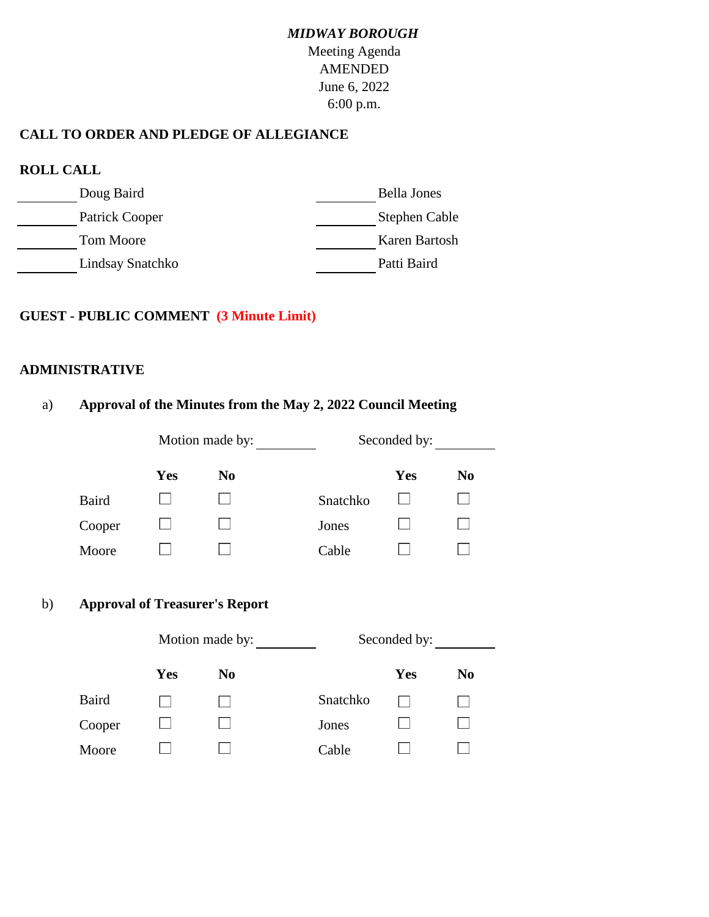*MIDWAY BOROUGH*

Meeting Agenda

AMENDED

June 6, 2022

6:00 p.m.

## CALL TO ORDER AND PLEDGE OF ALLEGIANCE

## ROLL CALL

| | | | |
|---|---|---|---|
| ________ | Doug Baird | ________ | Bella Jones |
| ________ | Patrick Cooper | ________ | Stephen Cable |
| ________ | Tom Moore | ________ | Karen Bartosh |
| ________ | Lindsay Snatchko | ________ | Patti Baird |

## GUEST - PUBLIC COMMENT **(3 Minute Limit)**

## ADMINISTRATIVE

a) **Approval of the Minutes from the May 2, 2022 Council Meeting**

Motion made by: ________ Seconded by: ________

| | Yes | No | | Yes | No |
|---|---|---|---|---|---|
| Baird | ☐ | ☐ | Snatchko | ☐ | ☐ |
| Cooper | ☐ | ☐ | Jones | ☐ | ☐ |
| Moore | ☐ | ☐ | Cable | ☐ | ☐ |

b) **Approval of Treasurer's Report**

Motion made by: ________ Seconded by: ________

| | Yes | No | | Yes | No |
|---|---|---|---|---|---|
| Baird | ☐ | ☐ | Snatchko | ☐ | ☐ |
| Cooper | ☐ | ☐ | Jones | ☐ | ☐ |
| Moore | ☐ | ☐ | Cable | ☐ | ☐ |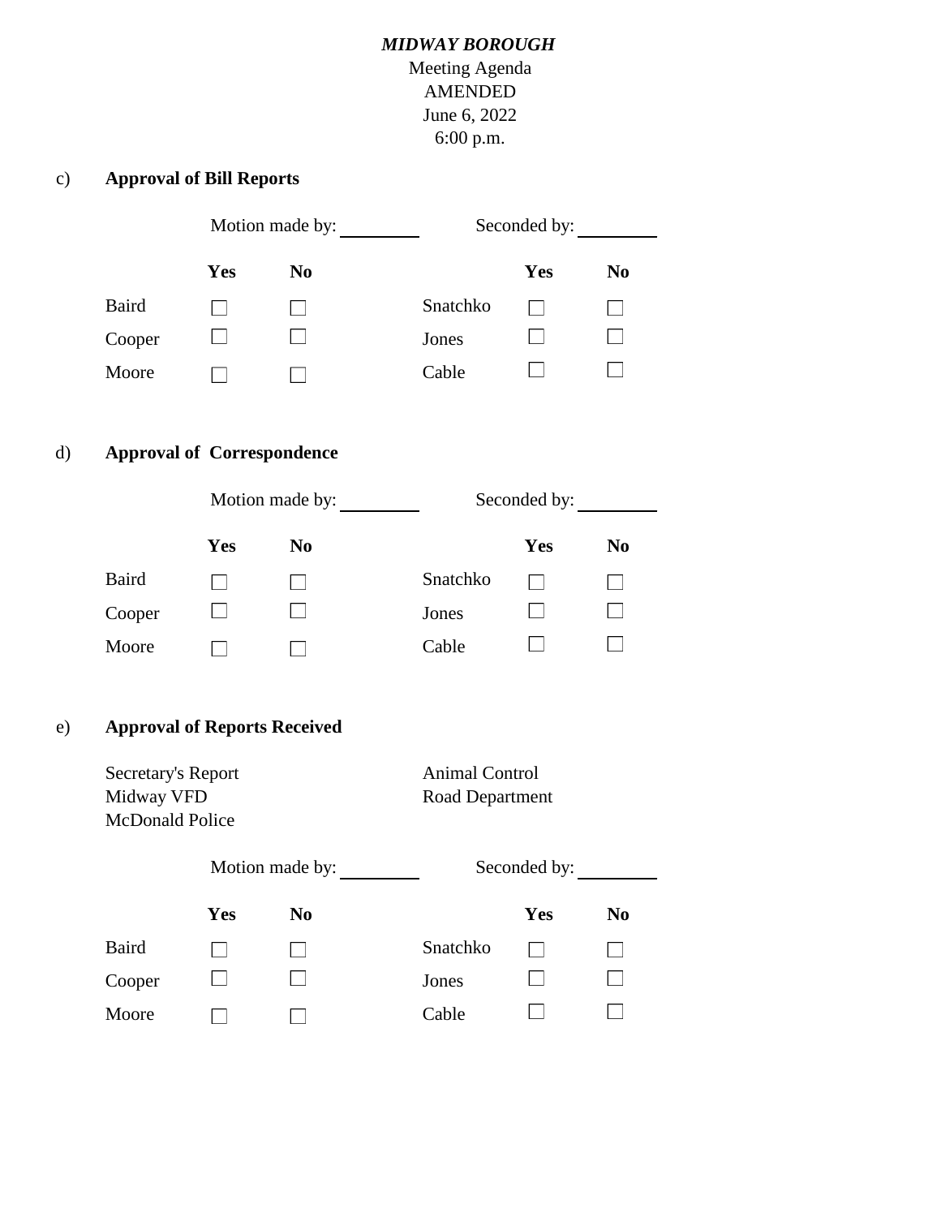*MIDWAY BOROUGH*
Meeting Agenda
AMENDED
June 6, 2022
6:00 p.m.

c) **Approval of Bill Reports**

Motion made by: ________ Seconded by: ________

| | **Yes** | **No** | | **Yes** | **No** |
|---|---|---|---|---|---|
| Baird | ☐ | ☐ | Snatchko | ☐ | ☐ |
| Cooper | ☐ | ☐ | Jones | ☐ | ☐ |
| Moore | ☐ | ☐ | Cable | ☐ | ☐ |

d) **Approval of Correspondence**

Motion made by: ________ Seconded by: ________

| | **Yes** | **No** | | **Yes** | **No** |
|---|---|---|---|---|---|
| Baird | ☐ | ☐ | Snatchko | ☐ | ☐ |
| Cooper | ☐ | ☐ | Jones | ☐ | ☐ |
| Moore | ☐ | ☐ | Cable | ☐ | ☐ |

e) **Approval of Reports Received**

Secretary's Report
Midway VFD
McDonald Police
Animal Control
Road Department

Motion made by: ________ Seconded by: ________

| | **Yes** | **No** | | **Yes** | **No** |
|---|---|---|---|---|---|
| Baird | ☐ | ☐ | Snatchko | ☐ | ☐ |
| Cooper | ☐ | ☐ | Jones | ☐ | ☐ |
| Moore | ☐ | ☐ | Cable | ☐ | ☐ |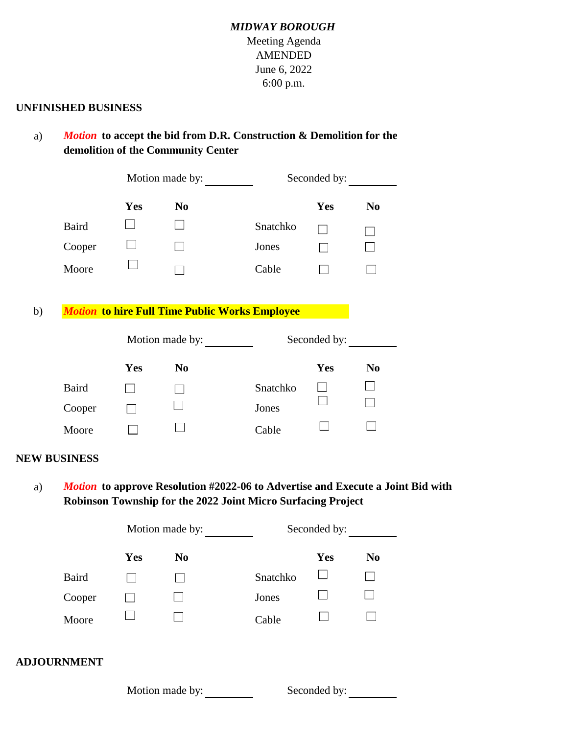*MIDWAY BOROUGH*
Meeting Agenda
AMENDED
June 6, 2022
6:00 p.m.

## UNFINISHED BUSINESS

a) ***Motion*** **to accept the bid from D.R. Construction & Demolition for the demolition of the Community Center**

Motion made by: ________ Seconded by: ________

| | Yes | No | | Yes | No |
|---|---|---|---|---|---|
| Baird | ☐ | ☐ | Snatchko | ☐ | ☐ |
| Cooper | ☐ | ☐ | Jones | ☐ | ☐ |
| Moore | ☐ | ☐ | Cable | ☐ | ☐ |

b) ***Motion*** **to hire Full Time Public Works Employee**

Motion made by: ________ Seconded by: ________

| | Yes | No | | Yes | No |
|---|---|---|---|---|---|
| Baird | ☐ | ☐ | Snatchko | ☐ | ☐ |
| Cooper | ☐ | ☐ | Jones | ☐ | ☐ |
| Moore | ☐ | ☐ | Cable | ☐ | ☐ |

## NEW BUSINESS

a) ***Motion*** **to approve Resolution #2022-06 to Advertise and Execute a Joint Bid with Robinson Township for the 2022 Joint Micro Surfacing Project**

Motion made by: ________ Seconded by: ________

| | Yes | No | | Yes | No |
|---|---|---|---|---|---|
| Baird | ☐ | ☐ | Snatchko | ☐ | ☐ |
| Cooper | ☐ | ☐ | Jones | ☐ | ☐ |
| Moore | ☐ | ☐ | Cable | ☐ | ☐ |

## ADJOURNMENT

Motion made by: ________ Seconded by: ________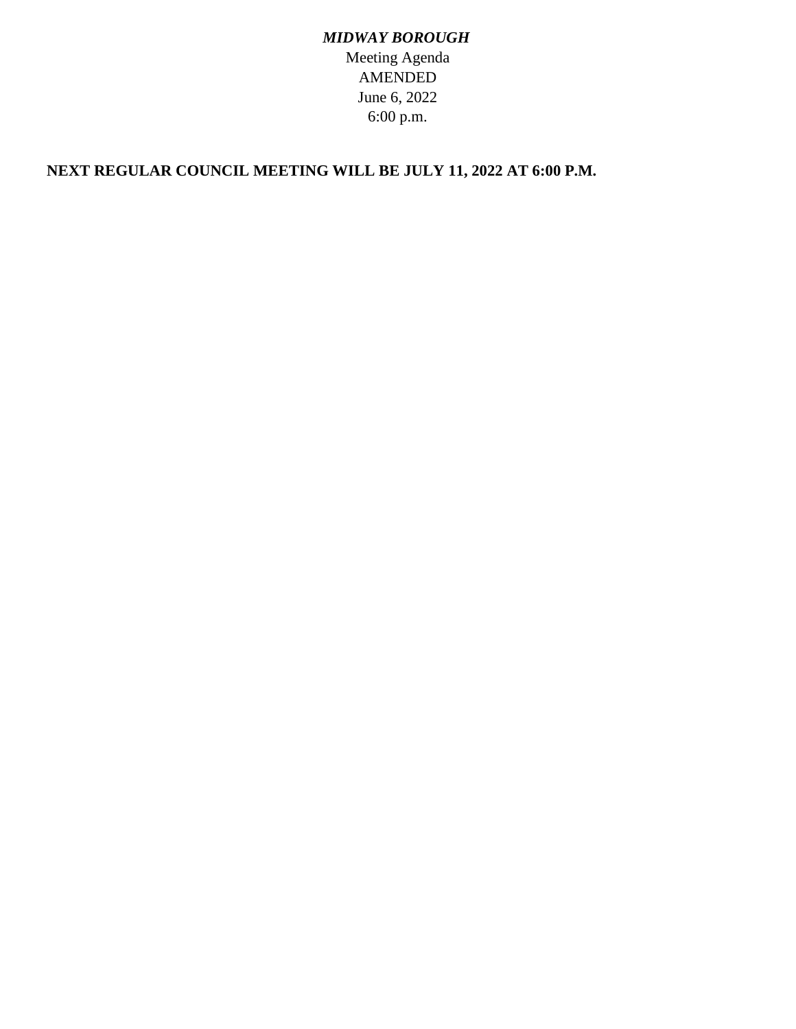***MIDWAY BOROUGH***

Meeting Agenda

AMENDED

June 6, 2022

6:00 p.m.

**NEXT REGULAR COUNCIL MEETING WILL BE JULY 11, 2022 AT 6:00 P.M.**